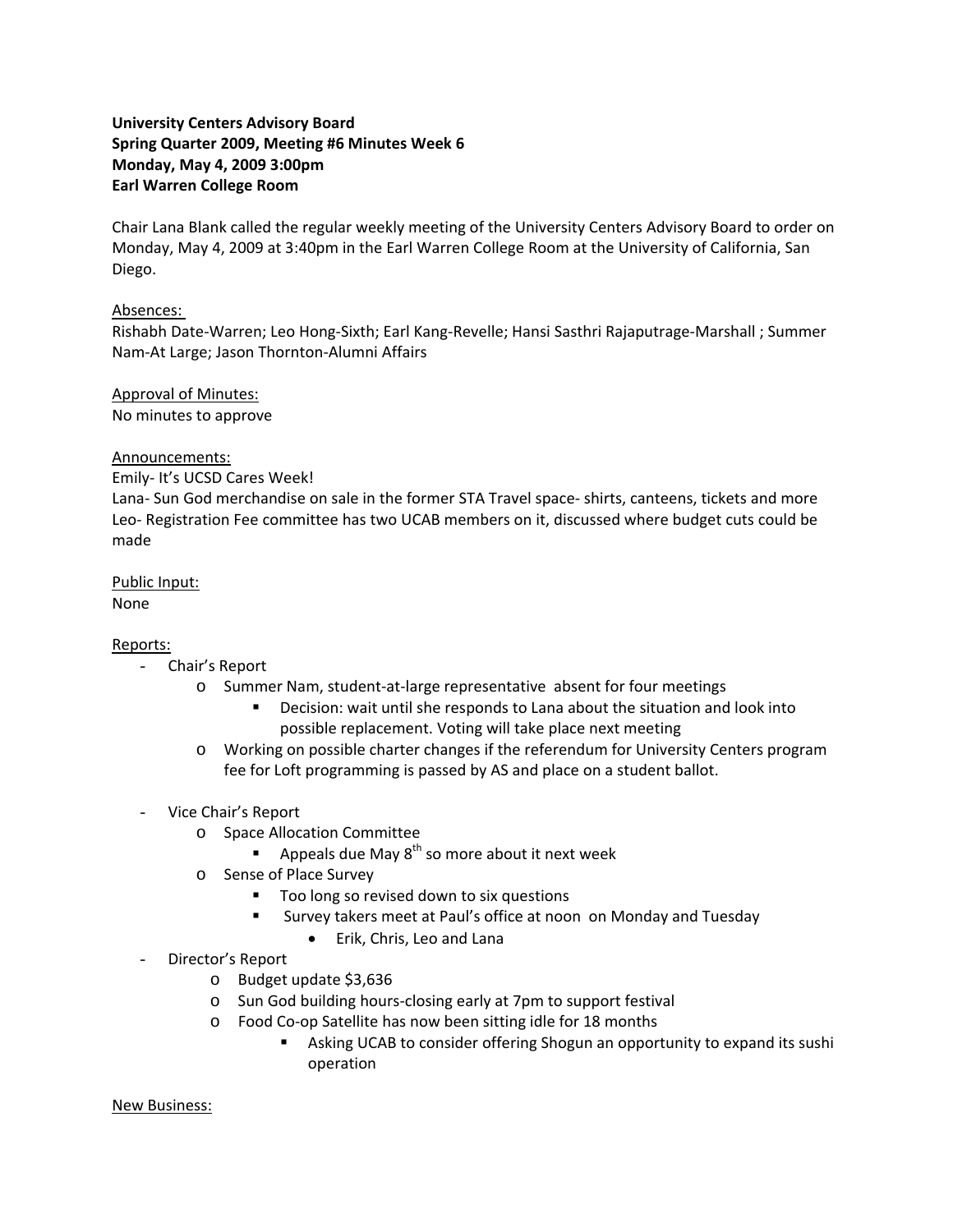**University Centers Advisory Board**
**Spring Quarter 2009, Meeting #6 Minutes Week 6**
**Monday, May 4, 2009 3:00pm**
**Earl Warren College Room**

Chair Lana Blank called the regular weekly meeting of the University Centers Advisory Board to order on Monday, May 4, 2009 at 3:40pm in the Earl Warren College Room at the University of California, San Diego.

<u>Absences:</u>
Rishabh Date-Warren; Leo Hong-Sixth; Earl Kang-Revelle; Hansi Sasthri Rajaputrage-Marshall ; Summer Nam-At Large; Jason Thornton-Alumni Affairs

<u>Approval of Minutes:</u>
No minutes to approve

<u>Announcements:</u>
Emily- It's UCSD Cares Week!
Lana- Sun God merchandise on sale in the former STA Travel space- shirts, canteens, tickets and more
Leo- Registration Fee committee has two UCAB members on it, discussed where budget cuts could be made

<u>Public Input:</u>
None

<u>Reports:</u>

- Chair's Report
    - Summer Nam, student-at-large representative absent for four meetings
        - Decision: wait until she responds to Lana about the situation and look into possible replacement. Voting will take place next meeting
    - Working on possible charter changes if the referendum for University Centers program fee for Loft programming is passed by AS and place on a student ballot.
- Vice Chair's Report
    - Space Allocation Committee
        - Appeals due May 8th so more about it next week
    - Sense of Place Survey
        - Too long so revised down to six questions
        - Survey takers meet at Paul's office at noon on Monday and Tuesday
            - Erik, Chris, Leo and Lana
- Director's Report
    - Budget update $3,636
    - Sun God building hours-closing early at 7pm to support festival
    - Food Co-op Satellite has now been sitting idle for 18 months
        - Asking UCAB to consider offering Shogun an opportunity to expand its sushi operation

<u>New Business:</u>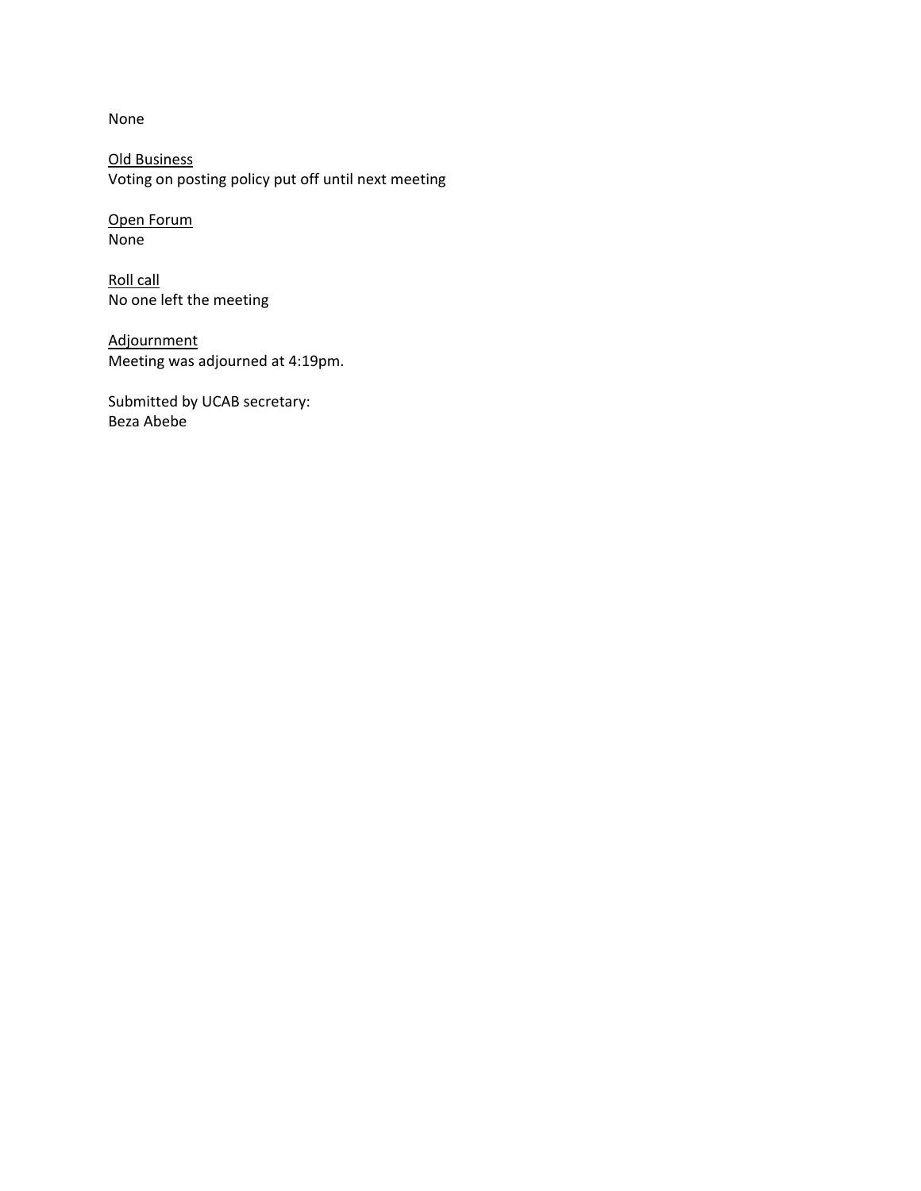None

Old Business

Voting on posting policy put off until next meeting

Open Forum

None

Roll call

No one left the meeting

Adjournment

Meeting was adjourned at 4:19pm.

Submitted by UCAB secretary:
Beza Abebe